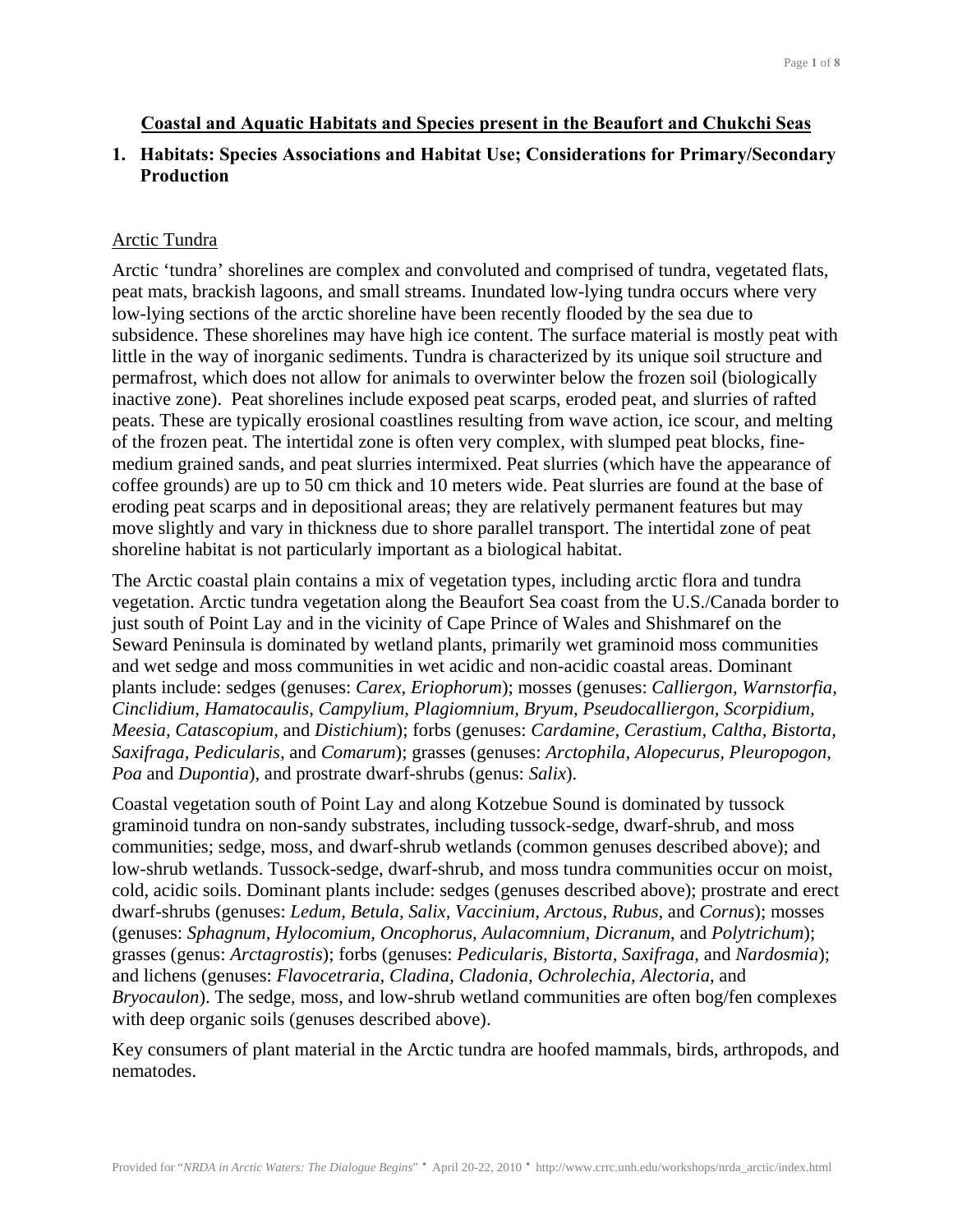# Coastal and Aquatic Habitats and Species present in the Beaufort and Chukchi Seas

## 1. Habitats: Species Associations and Habitat Use; Considerations for Primary/Secondary Production

### Arctic Tundra

Arctic 'tundra' shorelines are complex and convoluted and comprised of tundra, vegetated flats, peat mats, brackish lagoons, and small streams. Inundated low-lying tundra occurs where very low-lying sections of the arctic shoreline have been recently flooded by the sea due to subsidence. These shorelines may have high ice content. The surface material is mostly peat with little in the way of inorganic sediments. Tundra is characterized by its unique soil structure and permafrost, which does not allow for animals to overwinter below the frozen soil (biologically inactive zone). Peat shorelines include exposed peat scarps, eroded peat, and slurries of rafted peats. These are typically erosional coastlines resulting from wave action, ice scour, and melting of the frozen peat. The intertidal zone is often very complex, with slumped peat blocks, fine-medium grained sands, and peat slurries intermixed. Peat slurries (which have the appearance of coffee grounds) are up to 50 cm thick and 10 meters wide. Peat slurries are found at the base of eroding peat scarps and in depositional areas; they are relatively permanent features but may move slightly and vary in thickness due to shore parallel transport. The intertidal zone of peat shoreline habitat is not particularly important as a biological habitat.

The Arctic coastal plain contains a mix of vegetation types, including arctic flora and tundra vegetation. Arctic tundra vegetation along the Beaufort Sea coast from the U.S./Canada border to just south of Point Lay and in the vicinity of Cape Prince of Wales and Shishmaref on the Seward Peninsula is dominated by wetland plants, primarily wet graminoid moss communities and wet sedge and moss communities in wet acidic and non-acidic coastal areas. Dominant plants include: sedges (genuses: *Carex, Eriophorum*); mosses (genuses: *Calliergon, Warnstorfia, Cinclidium, Hamatocaulis, Campylium, Plagiomnium, Bryum, Pseudocalliergon, Scorpidium, Meesia, Catascopium,* and *Distichium*); forbs (genuses: *Cardamine, Cerastium, Caltha, Bistorta, Saxifraga, Pedicularis,* and *Comarum*); grasses (genuses: *Arctophila, Alopecurus, Pleuropogon, Poa* and *Dupontia*), and prostrate dwarf-shrubs (genus: *Salix*).

Coastal vegetation south of Point Lay and along Kotzebue Sound is dominated by tussock graminoid tundra on non-sandy substrates, including tussock-sedge, dwarf-shrub, and moss communities; sedge, moss, and dwarf-shrub wetlands (common genuses described above); and low-shrub wetlands. Tussock-sedge, dwarf-shrub, and moss tundra communities occur on moist, cold, acidic soils. Dominant plants include: sedges (genuses described above); prostrate and erect dwarf-shrubs (genuses: *Ledum, Betula, Salix, Vaccinium, Arctous, Rubus,* and *Cornus*); mosses (genuses: *Sphagnum, Hylocomium, Oncophorus, Aulacomnium, Dicranum,* and *Polytrichum*); grasses (genus: *Arctagrostis*); forbs (genuses: *Pedicularis, Bistorta, Saxifraga,* and *Nardosmia*); and lichens (genuses: *Flavocetraria, Cladina, Cladonia, Ochrolechia, Alectoria,* and *Bryocaulon*). The sedge, moss, and low-shrub wetland communities are often bog/fen complexes with deep organic soils (genuses described above).

Key consumers of plant material in the Arctic tundra are hoofed mammals, birds, arthropods, and nematodes.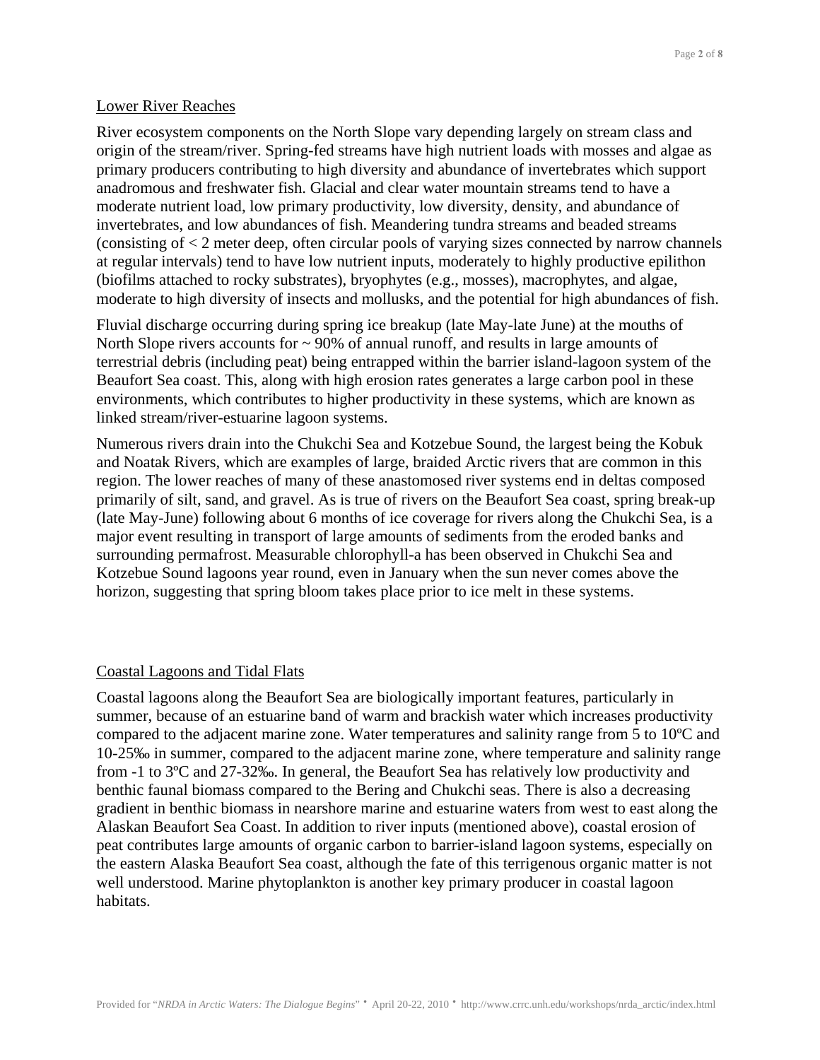## Lower River Reaches

River ecosystem components on the North Slope vary depending largely on stream class and origin of the stream/river. Spring-fed streams have high nutrient loads with mosses and algae as primary producers contributing to high diversity and abundance of invertebrates which support anadromous and freshwater fish. Glacial and clear water mountain streams tend to have a moderate nutrient load, low primary productivity, low diversity, density, and abundance of invertebrates, and low abundances of fish. Meandering tundra streams and beaded streams (consisting of < 2 meter deep, often circular pools of varying sizes connected by narrow channels at regular intervals) tend to have low nutrient inputs, moderately to highly productive epilithon (biofilms attached to rocky substrates), bryophytes (e.g., mosses), macrophytes, and algae, moderate to high diversity of insects and mollusks, and the potential for high abundances of fish.

Fluvial discharge occurring during spring ice breakup (late May-late June) at the mouths of North Slope rivers accounts for ~ 90% of annual runoff, and results in large amounts of terrestrial debris (including peat) being entrapped within the barrier island-lagoon system of the Beaufort Sea coast. This, along with high erosion rates generates a large carbon pool in these environments, which contributes to higher productivity in these systems, which are known as linked stream/river-estuarine lagoon systems.

Numerous rivers drain into the Chukchi Sea and Kotzebue Sound, the largest being the Kobuk and Noatak Rivers, which are examples of large, braided Arctic rivers that are common in this region. The lower reaches of many of these anastomosed river systems end in deltas composed primarily of silt, sand, and gravel. As is true of rivers on the Beaufort Sea coast, spring break-up (late May-June) following about 6 months of ice coverage for rivers along the Chukchi Sea, is a major event resulting in transport of large amounts of sediments from the eroded banks and surrounding permafrost. Measurable chlorophyll-a has been observed in Chukchi Sea and Kotzebue Sound lagoons year round, even in January when the sun never comes above the horizon, suggesting that spring bloom takes place prior to ice melt in these systems.

## Coastal Lagoons and Tidal Flats

Coastal lagoons along the Beaufort Sea are biologically important features, particularly in summer, because of an estuarine band of warm and brackish water which increases productivity compared to the adjacent marine zone. Water temperatures and salinity range from 5 to 10ºC and 10-25‰ in summer, compared to the adjacent marine zone, where temperature and salinity range from -1 to 3ºC and 27-32‰. In general, the Beaufort Sea has relatively low productivity and benthic faunal biomass compared to the Bering and Chukchi seas. There is also a decreasing gradient in benthic biomass in nearshore marine and estuarine waters from west to east along the Alaskan Beaufort Sea Coast. In addition to river inputs (mentioned above), coastal erosion of peat contributes large amounts of organic carbon to barrier-island lagoon systems, especially on the eastern Alaska Beaufort Sea coast, although the fate of this terrigenous organic matter is not well understood. Marine phytoplankton is another key primary producer in coastal lagoon habitats.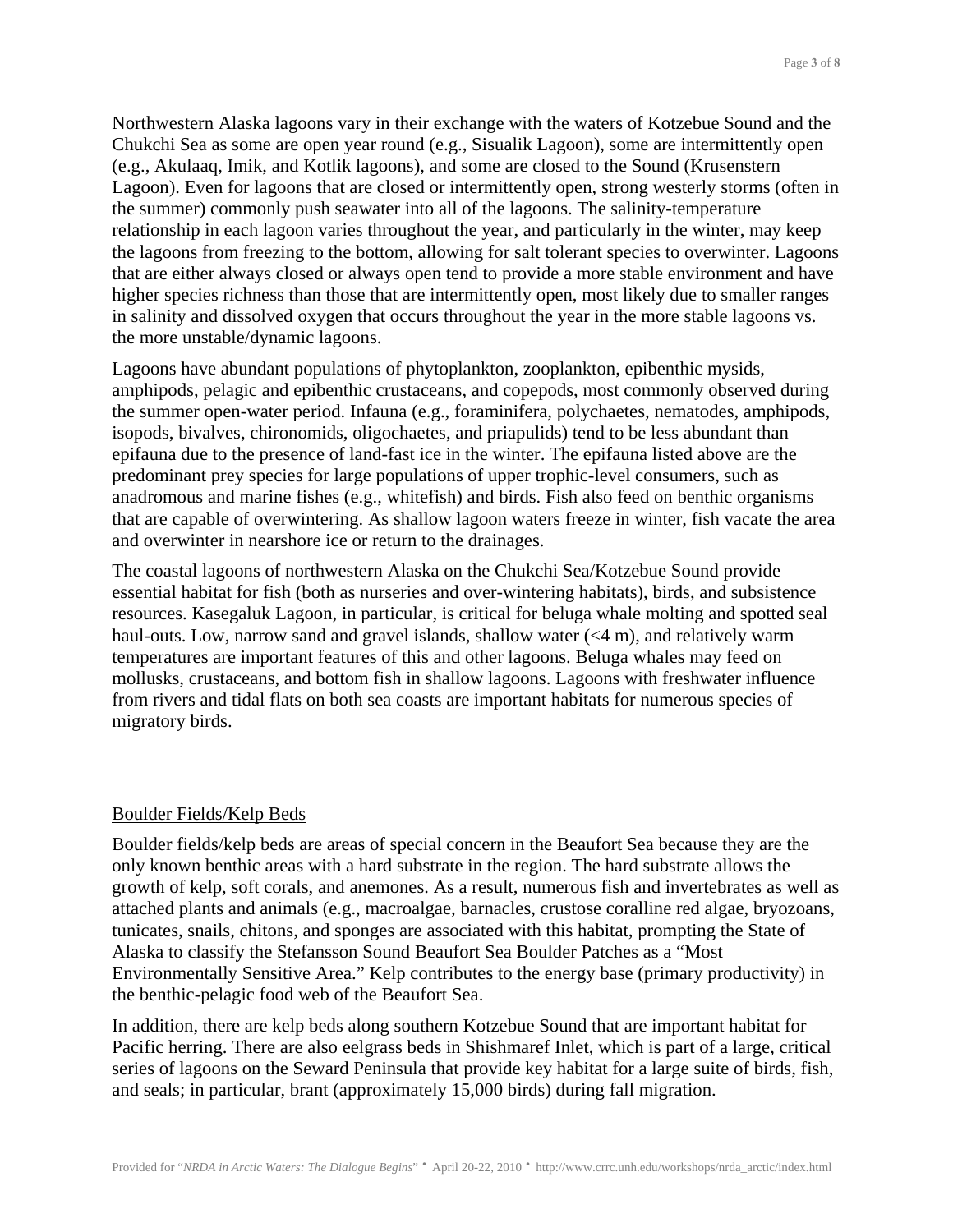Northwestern Alaska lagoons vary in their exchange with the waters of Kotzebue Sound and the Chukchi Sea as some are open year round (e.g., Sisualik Lagoon), some are intermittently open (e.g., Akulaaq, Imik, and Kotlik lagoons), and some are closed to the Sound (Krusenstern Lagoon). Even for lagoons that are closed or intermittently open, strong westerly storms (often in the summer) commonly push seawater into all of the lagoons. The salinity-temperature relationship in each lagoon varies throughout the year, and particularly in the winter, may keep the lagoons from freezing to the bottom, allowing for salt tolerant species to overwinter. Lagoons that are either always closed or always open tend to provide a more stable environment and have higher species richness than those that are intermittently open, most likely due to smaller ranges in salinity and dissolved oxygen that occurs throughout the year in the more stable lagoons vs. the more unstable/dynamic lagoons.

Lagoons have abundant populations of phytoplankton, zooplankton, epibenthic mysids, amphipods, pelagic and epibenthic crustaceans, and copepods, most commonly observed during the summer open-water period. Infauna (e.g., foraminifera, polychaetes, nematodes, amphipods, isopods, bivalves, chironomids, oligochaetes, and priapulids) tend to be less abundant than epifauna due to the presence of land-fast ice in the winter. The epifauna listed above are the predominant prey species for large populations of upper trophic-level consumers, such as anadromous and marine fishes (e.g., whitefish) and birds. Fish also feed on benthic organisms that are capable of overwintering. As shallow lagoon waters freeze in winter, fish vacate the area and overwinter in nearshore ice or return to the drainages.

The coastal lagoons of northwestern Alaska on the Chukchi Sea/Kotzebue Sound provide essential habitat for fish (both as nurseries and over-wintering habitats), birds, and subsistence resources. Kasegaluk Lagoon, in particular, is critical for beluga whale molting and spotted seal haul-outs. Low, narrow sand and gravel islands, shallow water (<4 m), and relatively warm temperatures are important features of this and other lagoons. Beluga whales may feed on mollusks, crustaceans, and bottom fish in shallow lagoons. Lagoons with freshwater influence from rivers and tidal flats on both sea coasts are important habitats for numerous species of migratory birds.

## Boulder Fields/Kelp Beds

Boulder fields/kelp beds are areas of special concern in the Beaufort Sea because they are the only known benthic areas with a hard substrate in the region. The hard substrate allows the growth of kelp, soft corals, and anemones. As a result, numerous fish and invertebrates as well as attached plants and animals (e.g., macroalgae, barnacles, crustose coralline red algae, bryozoans, tunicates, snails, chitons, and sponges are associated with this habitat, prompting the State of Alaska to classify the Stefansson Sound Beaufort Sea Boulder Patches as a "Most Environmentally Sensitive Area." Kelp contributes to the energy base (primary productivity) in the benthic-pelagic food web of the Beaufort Sea.

In addition, there are kelp beds along southern Kotzebue Sound that are important habitat for Pacific herring. There are also eelgrass beds in Shishmaref Inlet, which is part of a large, critical series of lagoons on the Seward Peninsula that provide key habitat for a large suite of birds, fish, and seals; in particular, brant (approximately 15,000 birds) during fall migration.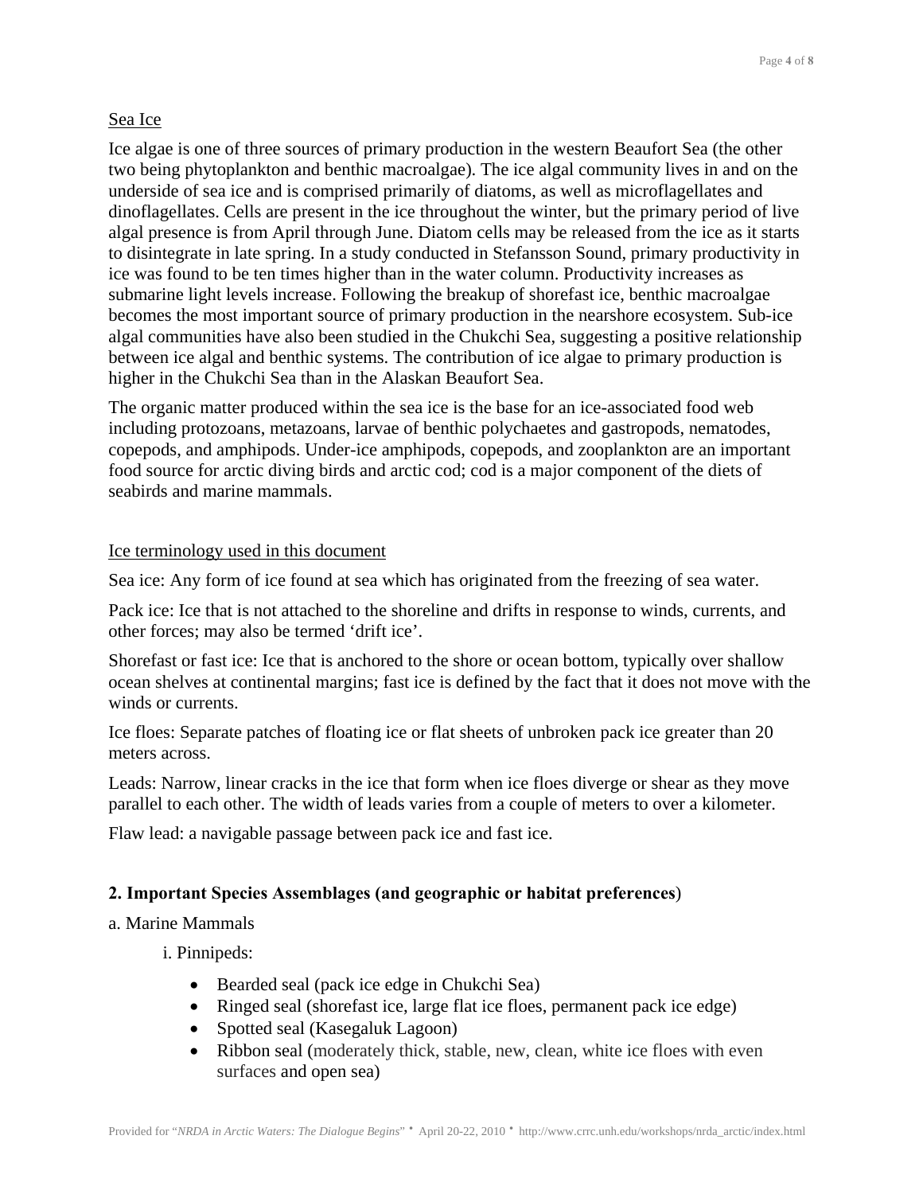<u>Sea Ice</u>

Ice algae is one of three sources of primary production in the western Beaufort Sea (the other two being phytoplankton and benthic macroalgae). The ice algal community lives in and on the underside of sea ice and is comprised primarily of diatoms, as well as microflagellates and dinoflagellates. Cells are present in the ice throughout the winter, but the primary period of live algal presence is from April through June. Diatom cells may be released from the ice as it starts to disintegrate in late spring. In a study conducted in Stefansson Sound, primary productivity in ice was found to be ten times higher than in the water column. Productivity increases as submarine light levels increase. Following the breakup of shorefast ice, benthic macroalgae becomes the most important source of primary production in the nearshore ecosystem. Sub-ice algal communities have also been studied in the Chukchi Sea, suggesting a positive relationship between ice algal and benthic systems. The contribution of ice algae to primary production is higher in the Chukchi Sea than in the Alaskan Beaufort Sea.

The organic matter produced within the sea ice is the base for an ice-associated food web including protozoans, metazoans, larvae of benthic polychaetes and gastropods, nematodes, copepods, and amphipods. Under-ice amphipods, copepods, and zooplankton are an important food source for arctic diving birds and arctic cod; cod is a major component of the diets of seabirds and marine mammals.

<u>Ice terminology used in this document</u>

Sea ice: Any form of ice found at sea which has originated from the freezing of sea water.

Pack ice: Ice that is not attached to the shoreline and drifts in response to winds, currents, and other forces; may also be termed 'drift ice'.

Shorefast or fast ice: Ice that is anchored to the shore or ocean bottom, typically over shallow ocean shelves at continental margins; fast ice is defined by the fact that it does not move with the winds or currents.

Ice floes: Separate patches of floating ice or flat sheets of unbroken pack ice greater than 20 meters across.

Leads: Narrow, linear cracks in the ice that form when ice floes diverge or shear as they move parallel to each other. The width of leads varies from a couple of meters to over a kilometer.

Flaw lead: a navigable passage between pack ice and fast ice.

## 2. Important Species Assemblages (and geographic or habitat preferences)

a. Marine Mammals

i. Pinnipeds:

- Bearded seal (pack ice edge in Chukchi Sea)
- Ringed seal (shorefast ice, large flat ice floes, permanent pack ice edge)
- Spotted seal (Kasegaluk Lagoon)
- Ribbon seal (moderately thick, stable, new, clean, white ice floes with even surfaces and open sea)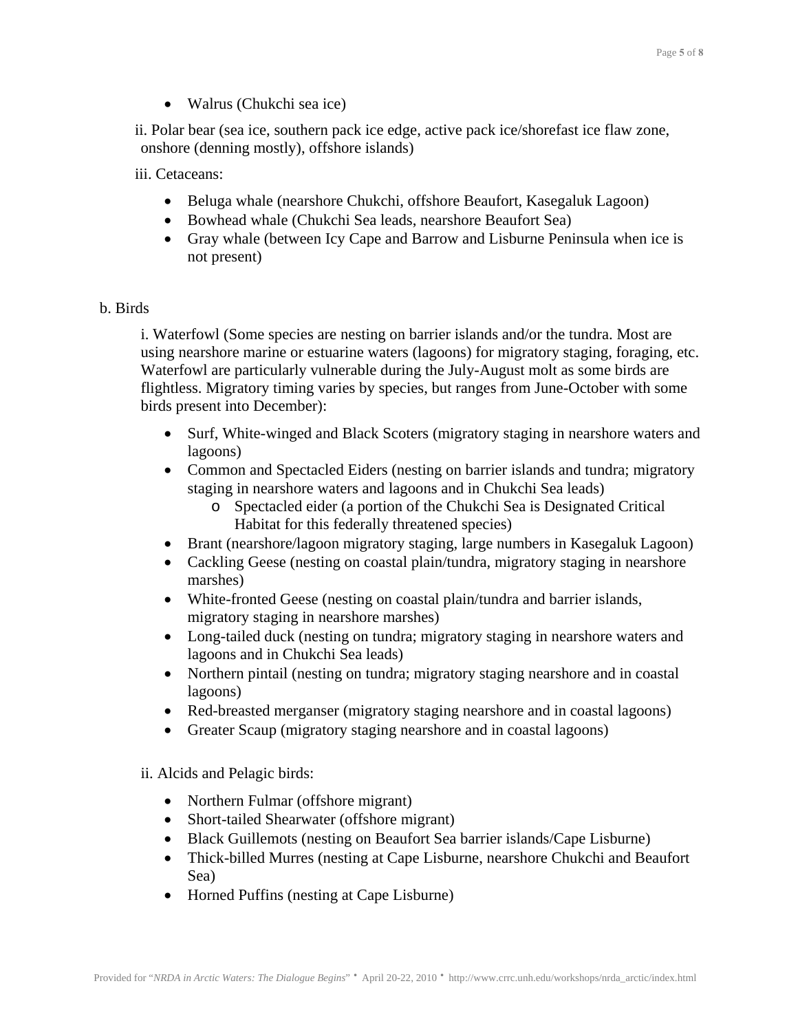- Walrus (Chukchi sea ice)

ii. Polar bear (sea ice, southern pack ice edge, active pack ice/shorefast ice flaw zone, onshore (denning mostly), offshore islands)

iii. Cetaceans:

- Beluga whale (nearshore Chukchi, offshore Beaufort, Kasegaluk Lagoon)
- Bowhead whale (Chukchi Sea leads, nearshore Beaufort Sea)
- Gray whale (between Icy Cape and Barrow and Lisburne Peninsula when ice is not present)

b. Birds

i. Waterfowl (Some species are nesting on barrier islands and/or the tundra. Most are using nearshore marine or estuarine waters (lagoons) for migratory staging, foraging, etc. Waterfowl are particularly vulnerable during the July-August molt as some birds are flightless. Migratory timing varies by species, but ranges from June-October with some birds present into December):

- Surf, White-winged and Black Scoters (migratory staging in nearshore waters and lagoons)
- Common and Spectacled Eiders (nesting on barrier islands and tundra; migratory staging in nearshore waters and lagoons and in Chukchi Sea leads)
  - Spectacled eider (a portion of the Chukchi Sea is Designated Critical Habitat for this federally threatened species)
- Brant (nearshore/lagoon migratory staging, large numbers in Kasegaluk Lagoon)
- Cackling Geese (nesting on coastal plain/tundra, migratory staging in nearshore marshes)
- White-fronted Geese (nesting on coastal plain/tundra and barrier islands, migratory staging in nearshore marshes)
- Long-tailed duck (nesting on tundra; migratory staging in nearshore waters and lagoons and in Chukchi Sea leads)
- Northern pintail (nesting on tundra; migratory staging nearshore and in coastal lagoons)
- Red-breasted merganser (migratory staging nearshore and in coastal lagoons)
- Greater Scaup (migratory staging nearshore and in coastal lagoons)

ii. Alcids and Pelagic birds:

- Northern Fulmar (offshore migrant)
- Short-tailed Shearwater (offshore migrant)
- Black Guillemots (nesting on Beaufort Sea barrier islands/Cape Lisburne)
- Thick-billed Murres (nesting at Cape Lisburne, nearshore Chukchi and Beaufort Sea)
- Horned Puffins (nesting at Cape Lisburne)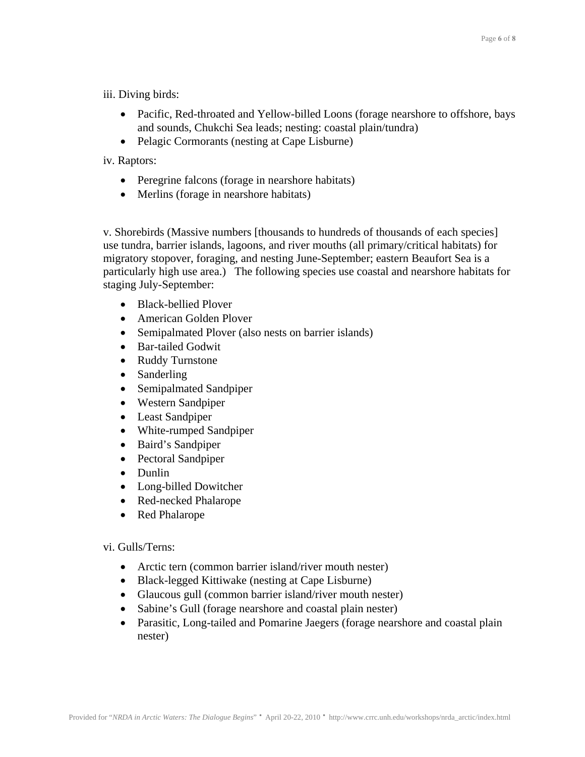iii. Diving birds:

- Pacific, Red-throated and Yellow-billed Loons (forage nearshore to offshore, bays and sounds, Chukchi Sea leads; nesting: coastal plain/tundra)
- Pelagic Cormorants (nesting at Cape Lisburne)

iv. Raptors:

- Peregrine falcons (forage in nearshore habitats)
- Merlins (forage in nearshore habitats)

v. Shorebirds (Massive numbers [thousands to hundreds of thousands of each species] use tundra, barrier islands, lagoons, and river mouths (all primary/critical habitats) for migratory stopover, foraging, and nesting June-September; eastern Beaufort Sea is a particularly high use area.) The following species use coastal and nearshore habitats for staging July-September:

- Black-bellied Plover
- American Golden Plover
- Semipalmated Plover (also nests on barrier islands)
- Bar-tailed Godwit
- Ruddy Turnstone
- Sanderling
- Semipalmated Sandpiper
- Western Sandpiper
- Least Sandpiper
- White-rumped Sandpiper
- Baird's Sandpiper
- Pectoral Sandpiper
- Dunlin
- Long-billed Dowitcher
- Red-necked Phalarope
- Red Phalarope

vi. Gulls/Terns:

- Arctic tern (common barrier island/river mouth nester)
- Black-legged Kittiwake (nesting at Cape Lisburne)
- Glaucous gull (common barrier island/river mouth nester)
- Sabine's Gull (forage nearshore and coastal plain nester)
- Parasitic, Long-tailed and Pomarine Jaegers (forage nearshore and coastal plain nester)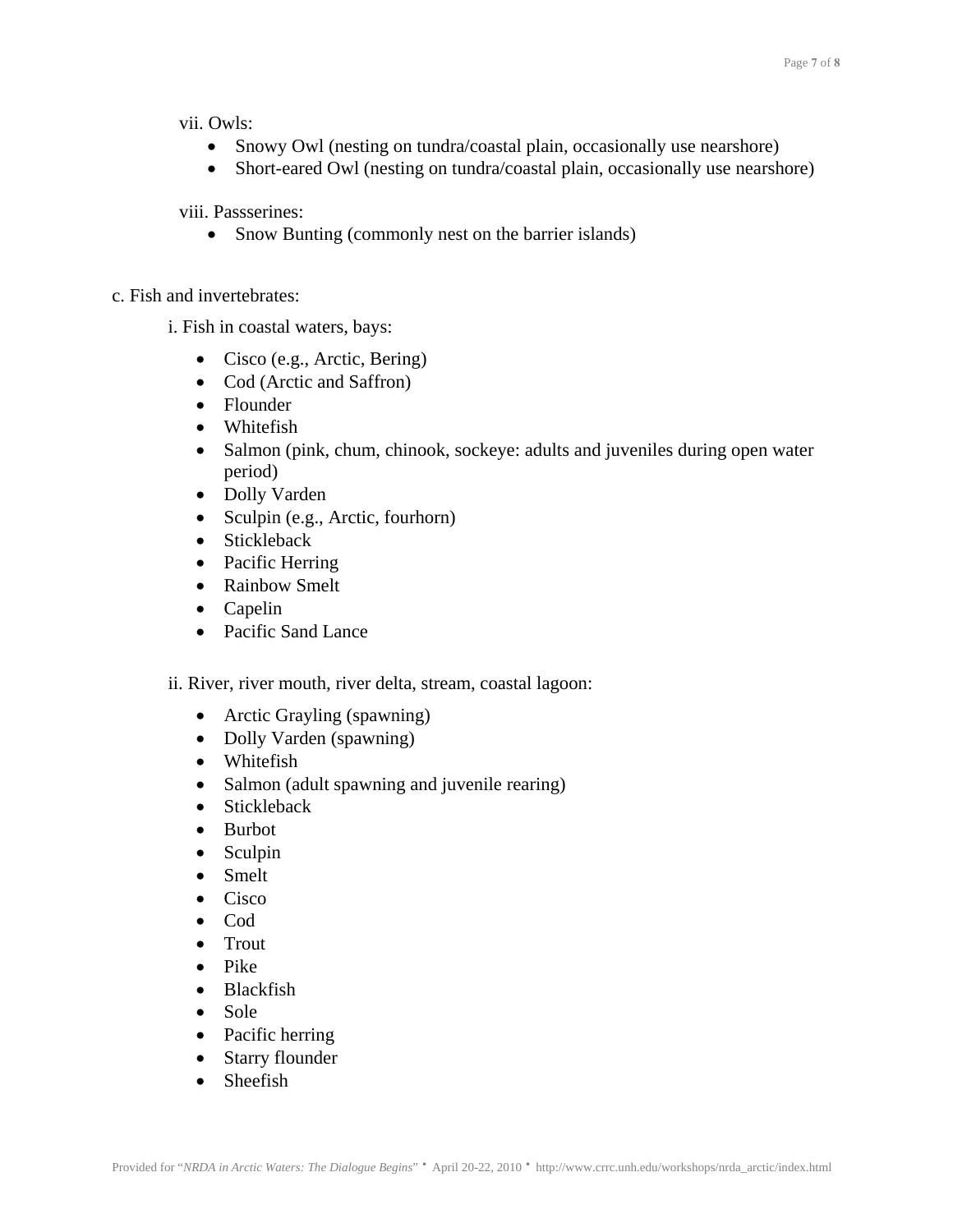vii. Owls:

- Snowy Owl (nesting on tundra/coastal plain, occasionally use nearshore)
- Short-eared Owl (nesting on tundra/coastal plain, occasionally use nearshore)

viii. Passserines:

- Snow Bunting (commonly nest on the barrier islands)

c. Fish and invertebrates:

i. Fish in coastal waters, bays:

- Cisco (e.g., Arctic, Bering)
- Cod (Arctic and Saffron)
- Flounder
- Whitefish
- Salmon (pink, chum, chinook, sockeye: adults and juveniles during open water period)
- Dolly Varden
- Sculpin (e.g., Arctic, fourhorn)
- Stickleback
- Pacific Herring
- Rainbow Smelt
- Capelin
- Pacific Sand Lance

ii. River, river mouth, river delta, stream, coastal lagoon:

- Arctic Grayling (spawning)
- Dolly Varden (spawning)
- Whitefish
- Salmon (adult spawning and juvenile rearing)
- Stickleback
- Burbot
- Sculpin
- Smelt
- Cisco
- Cod
- Trout
- Pike
- Blackfish
- Sole
- Pacific herring
- Starry flounder
- Sheefish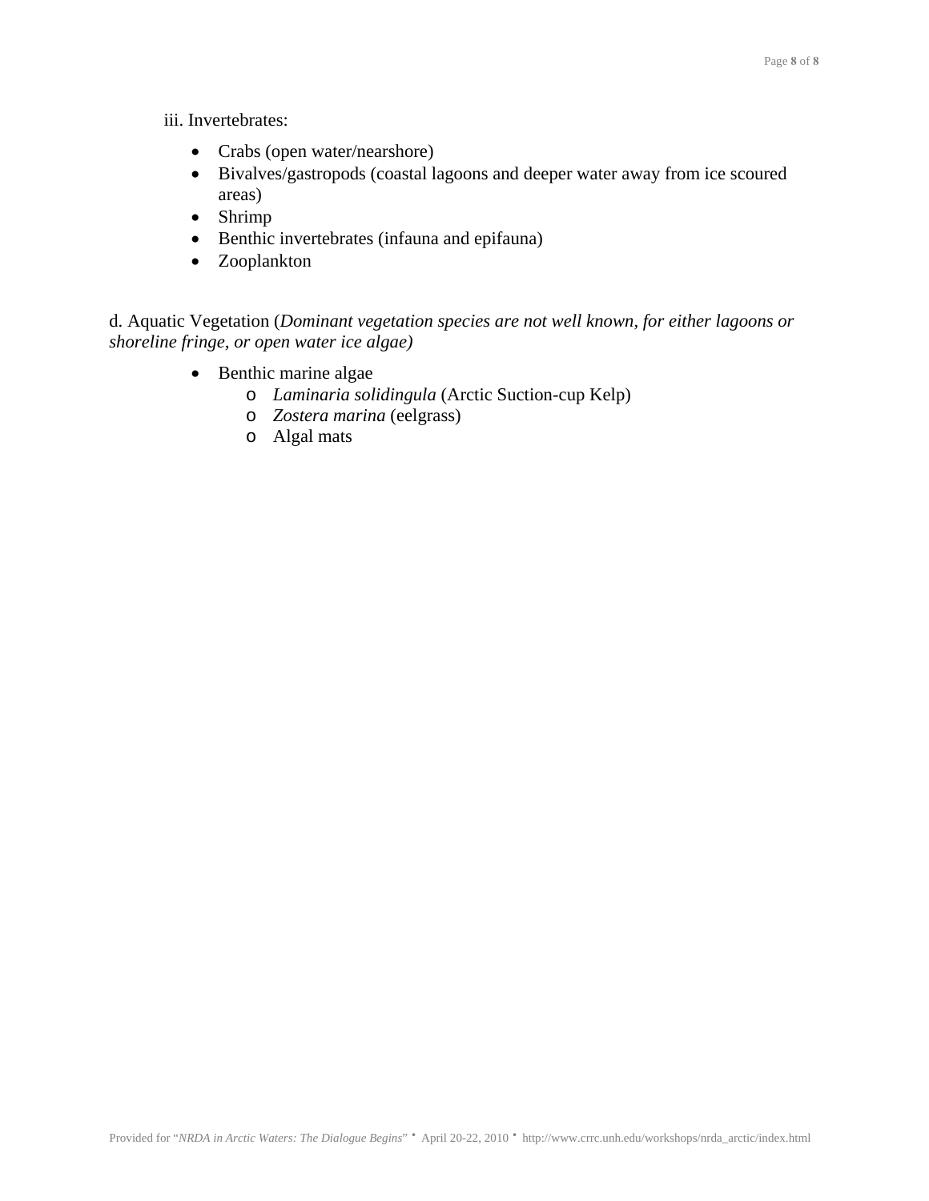iii. Invertebrates:

- Crabs (open water/nearshore)
- Bivalves/gastropods (coastal lagoons and deeper water away from ice scoured areas)
- Shrimp
- Benthic invertebrates (infauna and epifauna)
- Zooplankton

d. Aquatic Vegetation (*Dominant vegetation species are not well known, for either lagoons or shoreline fringe, or open water ice algae)*

- Benthic marine algae
    - *Laminaria solidingula* (Arctic Suction-cup Kelp)
    - *Zostera marina* (eelgrass)
    - Algal mats